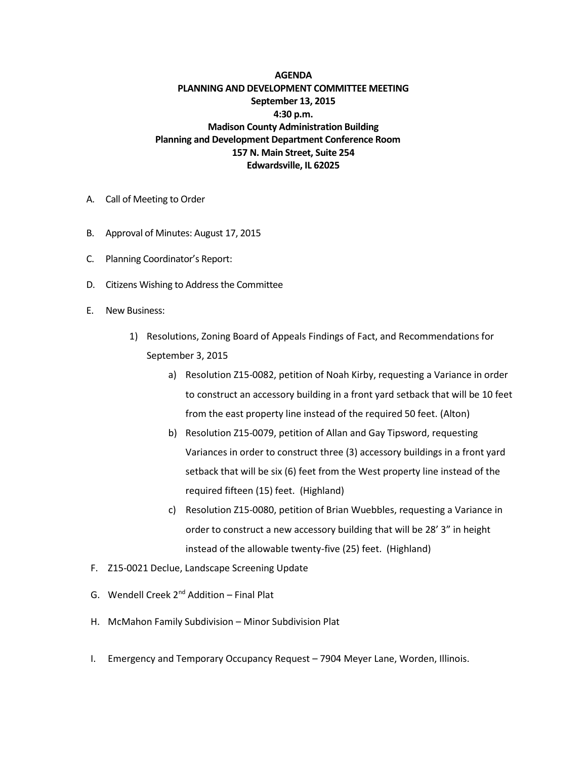**AGENDA**
**PLANNING AND DEVELOPMENT COMMITTEE MEETING**
**September 13, 2015**
**4:30 p.m.**
**Madison County Administration Building**
**Planning and Development Department Conference Room**
**157 N. Main Street, Suite 254**
**Edwardsville, IL 62025**

A. Call of Meeting to Order

B. Approval of Minutes: August 17, 2015

C. Planning Coordinator's Report:

D. Citizens Wishing to Address the Committee

E. New Business:

1) Resolutions, Zoning Board of Appeals Findings of Fact, and Recommendations for September 3, 2015
   a) Resolution Z15-0082, petition of Noah Kirby, requesting a Variance in order to construct an accessory building in a front yard setback that will be 10 feet from the east property line instead of the required 50 feet. (Alton)
   b) Resolution Z15-0079, petition of Allan and Gay Tipsword, requesting Variances in order to construct three (3) accessory buildings in a front yard setback that will be six (6) feet from the West property line instead of the required fifteen (15) feet. (Highland)
   c) Resolution Z15-0080, petition of Brian Wuebbles, requesting a Variance in order to construct a new accessory building that will be 28' 3" in height instead of the allowable twenty-five (25) feet. (Highland)

F. Z15-0021 Declue, Landscape Screening Update

G. Wendell Creek 2nd Addition – Final Plat

H. McMahon Family Subdivision – Minor Subdivision Plat

I. Emergency and Temporary Occupancy Request – 7904 Meyer Lane, Worden, Illinois.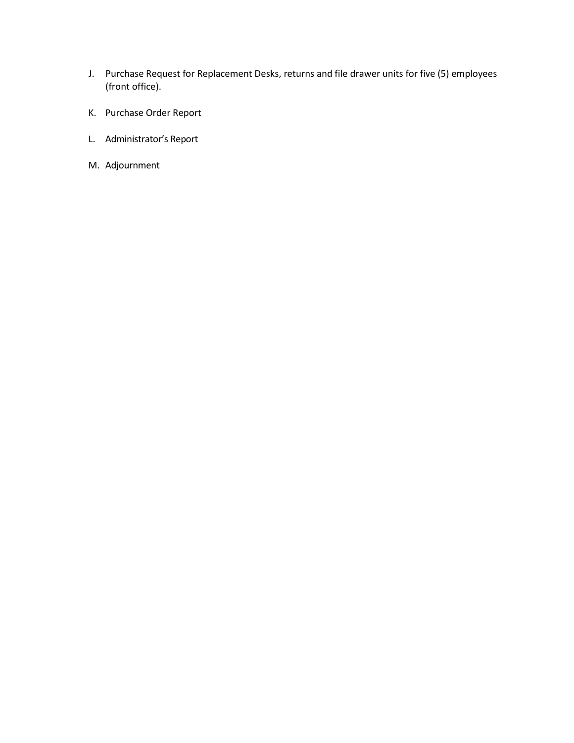J. Purchase Request for Replacement Desks, returns and file drawer units for five (5) employees (front office).

K. Purchase Order Report

L. Administrator's Report

M. Adjournment